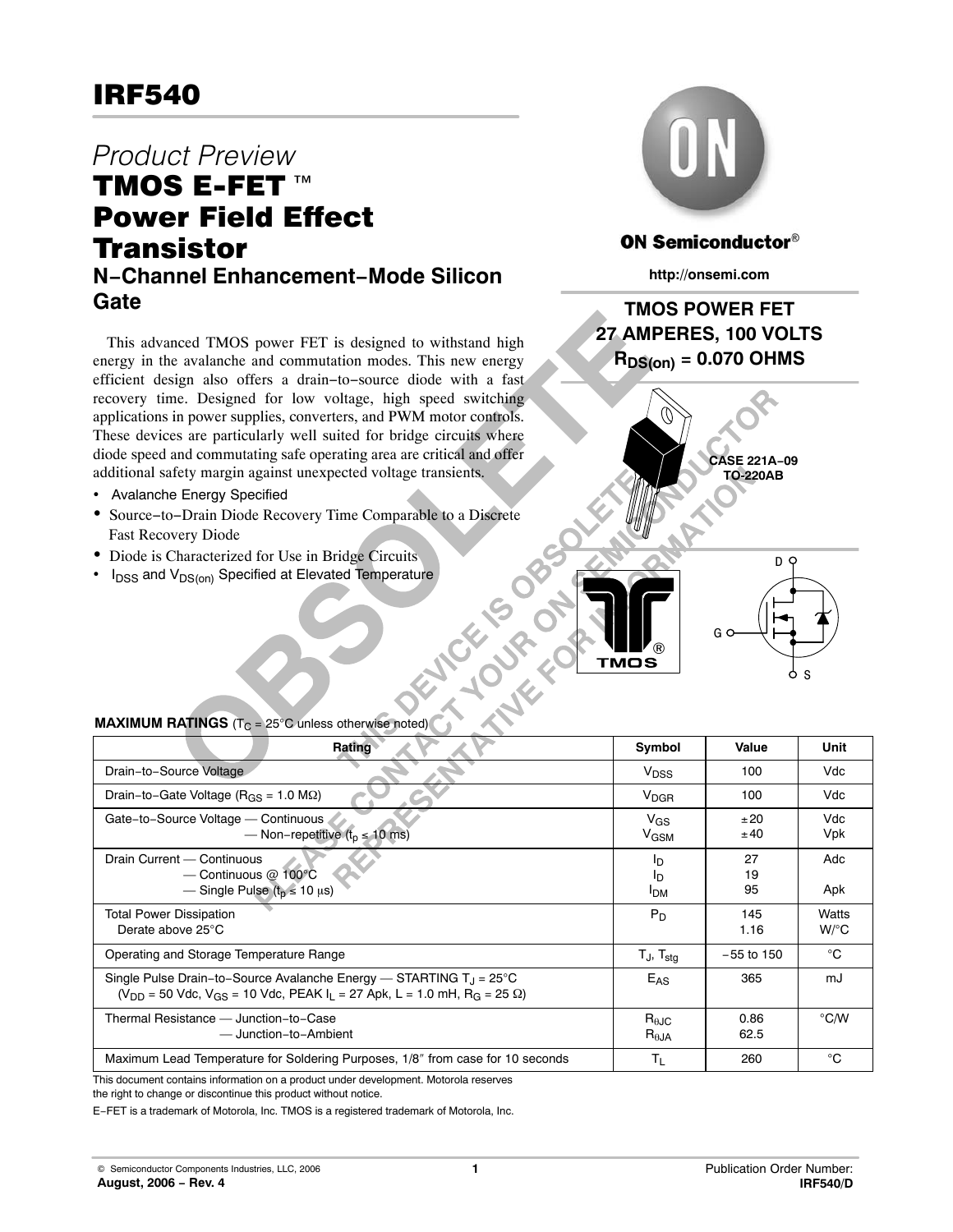# IRF540

*Product Preview*

## TMOS E-FET ™ Power Field Effect Transistor

### N−Channel Enhancement−Mode Silicon Gate

This advanced TMOS power FET is designed to withstand high energy in the avalanche and commutation modes. This new energy efficient design also offers a drain−to−source diode with a fast recovery time. Designed for low voltage, high speed switching applications in power supplies, converters, and PWM motor controls. These devices are particularly well suited for bridge circuits where diode speed and commutating safe operating area are critical and offer additional safety margin against unexpected voltage transients.

- Avalanche Energy Specified
- Source−to−Drain Diode Recovery Time Comparable to a Discrete Fast Recovery Diode
- Diode is Characterized for Use in Bridge Circuits
- $I_{DSS}$ and $V_{DS(on)}$ Specified at Elevated Temperature

**ON Semiconductor®**

http://onsemi.com

**TMOS POWER FET**
**27 AMPERES, 100 VOLTS**
**$R_{DS(on)}$ = 0.070 OHMS**

**CASE 221A−09**
**TO−220AB**

OBSOLETE

THIS DEVICE IS OBSOLETE
PLEASE CONTACT YOUR ON SEMICONDUCTOR REPRESENTATIVE FOR INFORMATION

**MAXIMUM RATINGS** ($T_C$ = 25°C unless otherwise noted)

| Rating | Symbol | Value | Unit |
|---|---|---|---|
| Drain−to−Source Voltage | $V_{DSS}$ | 100 | Vdc |
| Drain−to−Gate Voltage ($R_{GS}$ = 1.0 MΩ) | $V_{DGR}$ | 100 | Vdc |
| Gate−to−Source Voltage — Continuous<br>— Non−repetitive ($t_p \le 10$ ms) | $V_{GS}$<br>$V_{GSM}$ | ±20<br>±40 | Vdc<br>Vpk |
| Drain Current — Continuous<br>— Continuous @ 100°C<br>— Single Pulse ($t_p \le 10$ μs) | $I_D$<br>$I_D$<br>$I_{DM}$ | 27<br>19<br>95 | Adc<br><br>Apk |
| Total Power Dissipation<br>Derate above 25°C | $P_D$ | 145<br>1.16 | Watts<br>W/°C |
| Operating and Storage Temperature Range | $T_J$, $T_{stg}$ | −55 to 150 | °C |
| Single Pulse Drain−to−Source Avalanche Energy — STARTING $T_J$ = 25°C<br>($V_{DD}$ = 50 Vdc, $V_{GS}$ = 10 Vdc, PEAK $I_L$ = 27 Apk, L = 1.0 mH, $R_G$ = 25 Ω) | $E_{AS}$ | 365 | mJ |
| Thermal Resistance — Junction−to−Case<br>— Junction−to−Ambient | $R_{\theta JC}$<br>$R_{\theta JA}$ | 0.86<br>62.5 | °C/W |
| Maximum Lead Temperature for Soldering Purposes, 1/8″ from case for 10 seconds | $T_L$ | 260 | °C |

This document contains information on a product under development. Motorola reserves the right to change or discontinue this product without notice.

E−FET is a trademark of Motorola, Inc. TMOS is a registered trademark of Motorola, Inc.

© Semiconductor Components Industries, LLC, 2006
August, 2006 − Rev. 4

Publication Order Number:
IRF540/D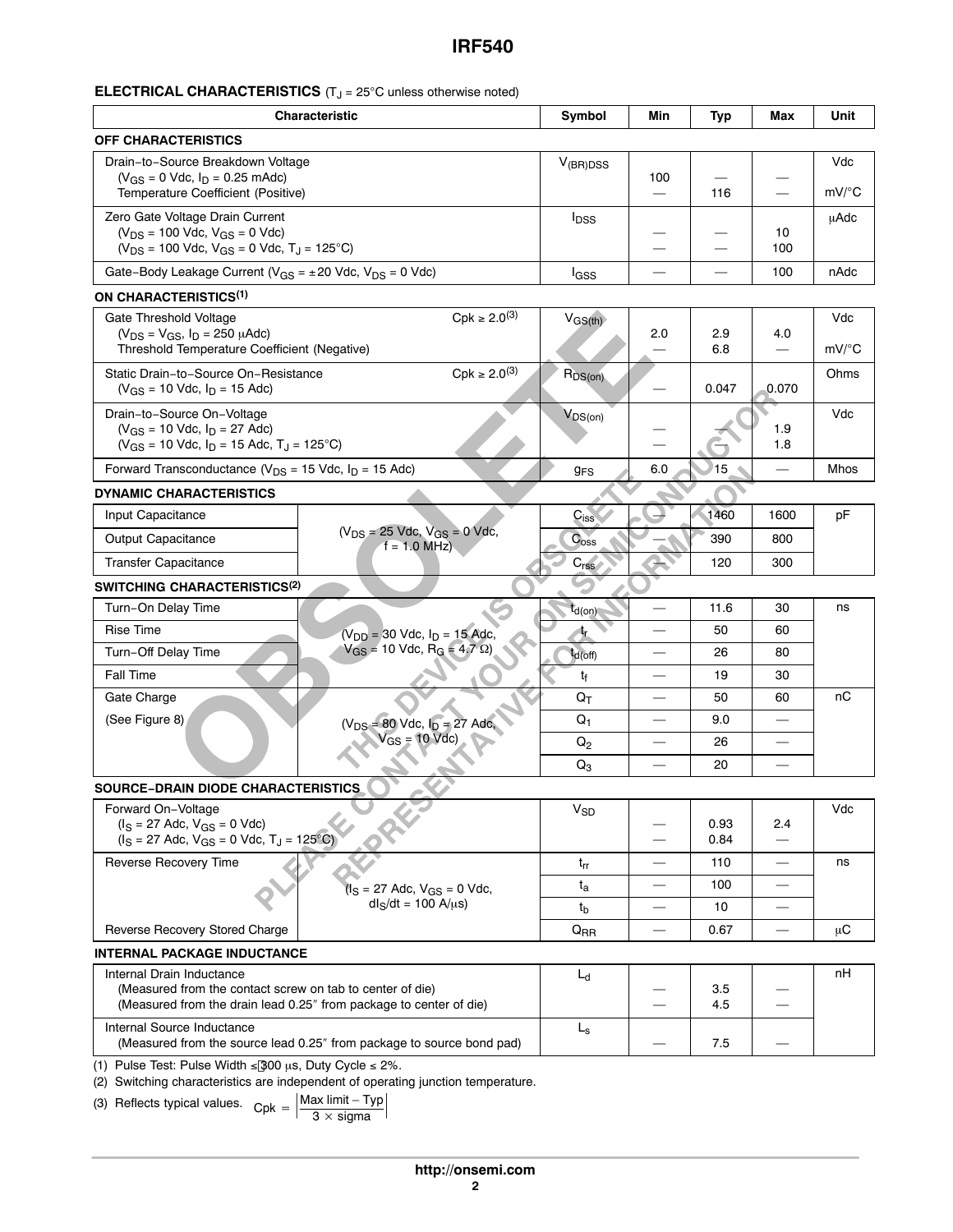**ELECTRICAL CHARACTERISTICS** ($T_J$ = 25°C unless otherwise noted)

| Characteristic | | Symbol | Min | Typ | Max | Unit |
|---|---|---|---|---|---|---|
| **OFF CHARACTERISTICS** | | | | | | |
| Drain−to−Source Breakdown Voltage ($V_{GS}$ = 0 Vdc, $I_D$ = 0.25 mAdc) | | $V_{(BR)DSS}$ | 100 | — | — | Vdc |
| Temperature Coefficient (Positive) | | | — | 116 | — | mV/°C |
| Zero Gate Voltage Drain Current ($V_{DS}$ = 100 Vdc, $V_{GS}$ = 0 Vdc) | | $I_{DSS}$ | — | — | 10 | μAdc |
| ($V_{DS}$ = 100 Vdc, $V_{GS}$ = 0 Vdc, $T_J$ = 125°C) | | | — | — | 100 | |
| Gate−Body Leakage Current ($V_{GS}$ = ±20 Vdc, $V_{DS}$ = 0 Vdc) | | $I_{GSS}$ | — | — | 100 | nAdc |
| **ON CHARACTERISTICS[1]** | | | | | | |
| Gate Threshold Voltage ($V_{DS}$ = $V_{GS}$, $I_D$ = 250 μAdc) | Cpk ≥ 2.0[3] | $V_{GS(th)}$ | 2.0 | 2.9 | 4.0 | Vdc |
| Threshold Temperature Coefficient (Negative) | | | — | 6.8 | — | mV/°C |
| Static Drain−to−Source On−Resistance ($V_{GS}$ = 10 Vdc, $I_D$ = 15 Adc) | Cpk ≥ 2.0[3] | $R_{DS(on)}$ | — | 0.047 | 0.070 | Ohms |
| Drain−to−Source On−Voltage ($V_{GS}$ = 10 Vdc, $I_D$ = 27 Adc) | | $V_{DS(on)}$ | — | — | 1.9 | Vdc |
| ($V_{GS}$ = 10 Vdc, $I_D$ = 15 Adc, $T_J$ = 125°C) | | | — | — | 1.8 | |
| Forward Transconductance ($V_{DS}$ = 15 Vdc, $I_D$ = 15 Adc) | | $g_{FS}$ | 6.0 | 15 | — | Mhos |
| **DYNAMIC CHARACTERISTICS** | | | | | | |
| Input Capacitance | ($V_{DS}$ = 25 Vdc, $V_{GS}$ = 0 Vdc, f = 1.0 MHz) | $C_{iss}$ | — | 1460 | 1600 | pF |
| Output Capacitance | | $C_{oss}$ | — | 390 | 800 | |
| Transfer Capacitance | | $C_{rss}$ | — | 120 | 300 | |
| **SWITCHING CHARACTERISTICS[2]** | | | | | | |
| Turn−On Delay Time | ($V_{DD}$ = 30 Vdc, $I_D$ = 15 Adc, $V_{GS}$ = 10 Vdc, $R_G$ = 4.7 Ω) | $t_{d(on)}$ | — | 11.6 | 30 | ns |
| Rise Time | | $t_r$ | — | 50 | 60 | |
| Turn−Off Delay Time | | $t_{d(off)}$ | — | 26 | 80 | |
| Fall Time | | $t_f$ | — | 19 | 30 | |
| Gate Charge (See Figure 8) | ($V_{DS}$ = 80 Vdc, $I_D$ = 27 Adc, $V_{GS}$ = 10 Vdc) | $Q_T$ | — | 50 | 60 | nC |
| | | $Q_1$ | — | 9.0 | — | |
| | | $Q_2$ | — | 26 | — | |
| | | $Q_3$ | — | 20 | — | |
| **SOURCE−DRAIN DIODE CHARACTERISTICS** | | | | | | |
| Forward On−Voltage ($I_S$ = 27 Adc, $V_{GS}$ = 0 Vdc) | | $V_{SD}$ | — | 0.93 | 2.4 | Vdc |
| ($I_S$ = 27 Adc, $V_{GS}$ = 0 Vdc, $T_J$ = 125°C) | | | — | 0.84 | — | |
| Reverse Recovery Time | ($I_S$ = 27 Adc, $V_{GS}$ = 0 Vdc, $dI_S/dt$ = 100 A/μs) | $t_{rr}$ | — | 110 | — | ns |
| | | $t_a$ | — | 100 | — | |
| | | $t_b$ | — | 10 | — | |
| Reverse Recovery Stored Charge | | $Q_{RR}$ | — | 0.67 | — | μC |
| **INTERNAL PACKAGE INDUCTANCE** | | | | | | |
| Internal Drain Inductance (Measured from the contact screw on tab to center of die) | | $L_d$ | — | 3.5 | — | nH |
| (Measured from the drain lead 0.25″ from package to center of die) | | | — | 4.5 | — | |
| Internal Source Inductance (Measured from the source lead 0.25″ from package to source bond pad) | | $L_s$ | — | 7.5 | — | |

(1) Pulse Test: Pulse Width ≤ 300 μs, Duty Cycle ≤ 2%.

(2) Switching characteristics are independent of operating junction temperature.

(3) Reflects typical values. $\text{Cpk} = \left| \frac{\text{Max limit} - \text{Typ}}{3 \times \text{sigma}} \right|$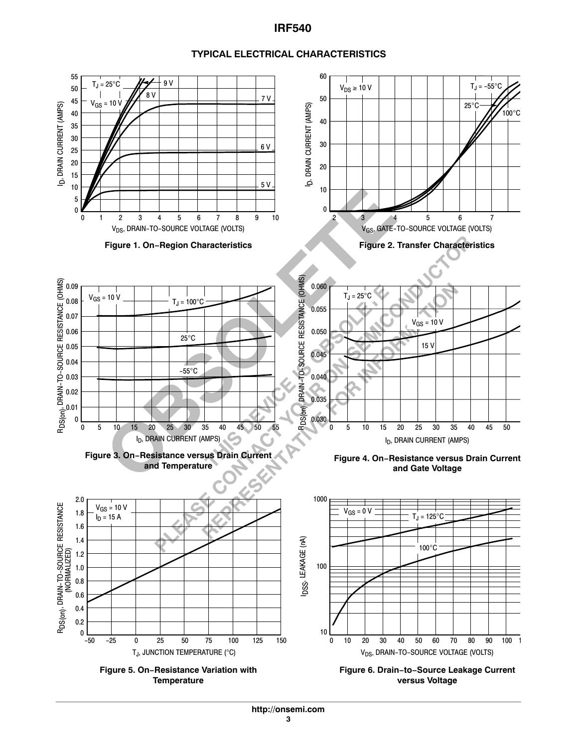## TYPICAL ELECTRICAL CHARACTERISTICS

Figure 1. On−Region Characteristics

Figure 2. Transfer Characteristics

Figure 3. On−Resistance versus Drain Current and Temperature

Figure 4. On−Resistance versus Drain Current and Gate Voltage

Figure 5. On−Resistance Variation with Temperature

Figure 6. Drain−to−Source Leakage Current versus Voltage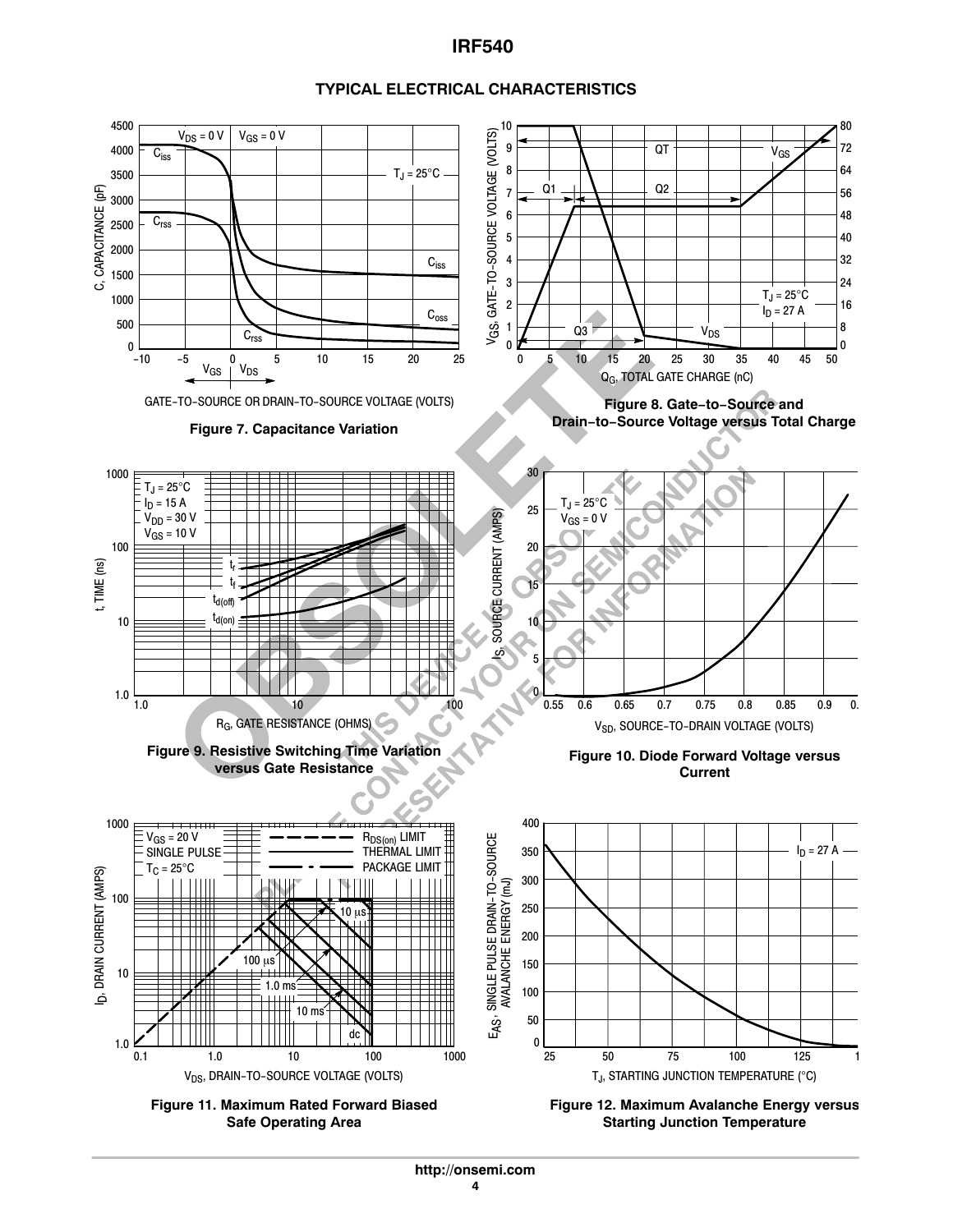## TYPICAL ELECTRICAL CHARACTERISTICS

Figure 7. Capacitance Variation

Figure 8. Gate−to−Source and Drain−to−Source Voltage versus Total Charge

Figure 9. Resistive Switching Time Variation versus Gate Resistance

Figure 10. Diode Forward Voltage versus Current

Figure 11. Maximum Rated Forward Biased Safe Operating Area

Figure 12. Maximum Avalanche Energy versus Starting Junction Temperature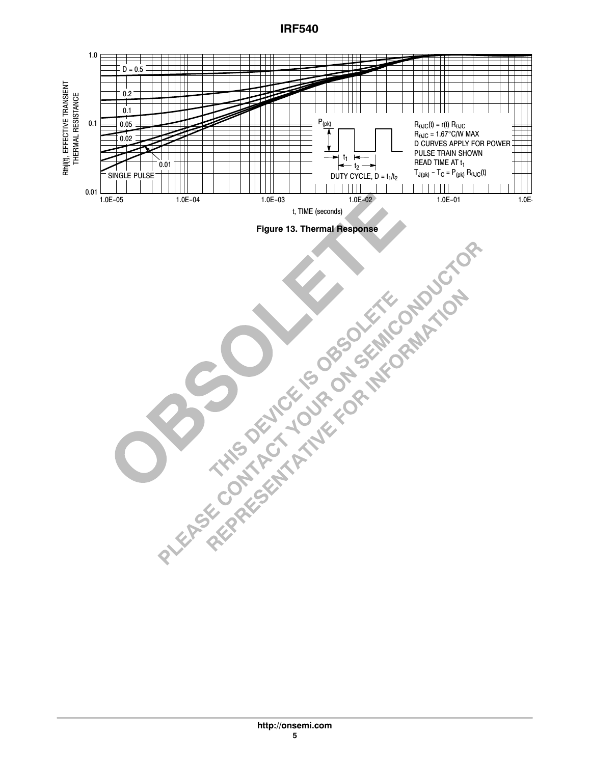Figure 13. Thermal Response

OBSOLETE

THIS DEVICE IS OBSOLETE
PLEASE CONTACT YOUR ON SEMICONDUCTOR
REPRESENTATIVE FOR INFORMATION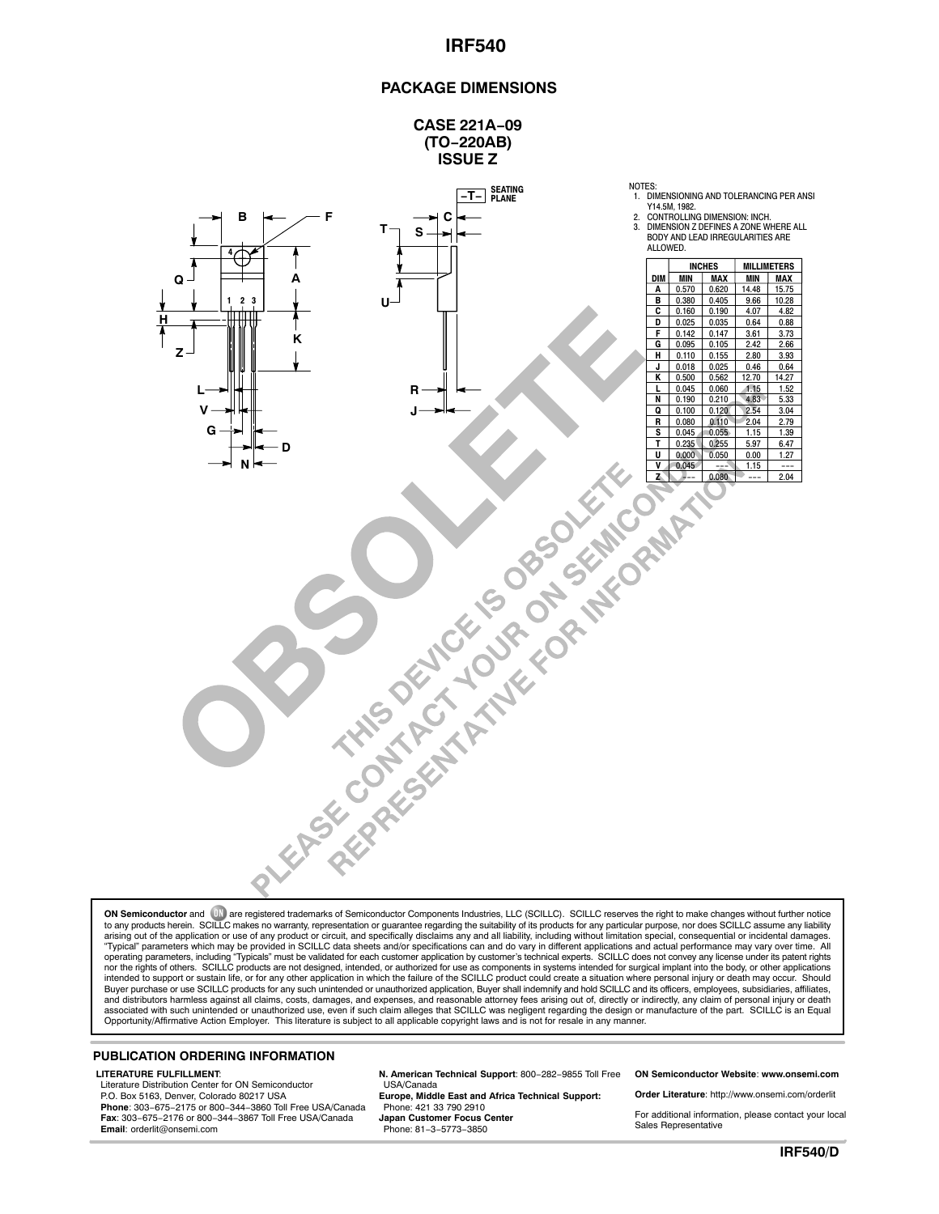## PACKAGE DIMENSIONS

**CASE 221A−09**
**(TO−220AB)**
**ISSUE Z**

SEATING PLANE
−T−

B
F
C
T
S
4
Q
A
U
1 2 3
H
K
Z
L
R
V
J
G
D
N

NOTES:
1. DIMENSIONING AND TOLERANCING PER ANSI Y14.5M, 1982.
2. CONTROLLING DIMENSION: INCH.
3. DIMENSION Z DEFINES A ZONE WHERE ALL BODY AND LEAD IRREGULARITIES ARE ALLOWED.

| DIM | INCHES | | MILLIMETERS | |
|---|---|---|---|---|
| | MIN | MAX | MIN | MAX |
| A | 0.570 | 0.620 | 14.48 | 15.75 |
| B | 0.380 | 0.405 | 9.66 | 10.28 |
| C | 0.160 | 0.190 | 4.07 | 4.82 |
| D | 0.025 | 0.035 | 0.64 | 0.88 |
| F | 0.142 | 0.147 | 3.61 | 3.73 |
| G | 0.095 | 0.105 | 2.42 | 2.66 |
| H | 0.110 | 0.155 | 2.80 | 3.93 |
| J | 0.018 | 0.025 | 0.46 | 0.64 |
| K | 0.500 | 0.562 | 12.70 | 14.27 |
| L | 0.045 | 0.060 | 1.15 | 1.52 |
| N | 0.190 | 0.210 | 4.83 | 5.33 |
| Q | 0.100 | 0.120 | 2.54 | 3.04 |
| R | 0.080 | 0.110 | 2.04 | 2.79 |
| S | 0.045 | 0.055 | 1.15 | 1.39 |
| T | 0.235 | 0.255 | 5.97 | 6.47 |
| U | 0.000 | 0.050 | 0.00 | 1.27 |
| V | 0.045 | --- | 1.15 | --- |
| Z | --- | 0.080 | --- | 2.04 |

OBSOLETE

THIS DEVICE IS OBSOLETE
PLEASE CONTACT YOUR ON SEMICONDUCTOR
REPRESENTATIVE FOR INFORMATION

**ON Semiconductor** and ON are registered trademarks of Semiconductor Components Industries, LLC (SCILLC). SCILLC reserves the right to make changes without further notice to any products herein. SCILLC makes no warranty, representation or guarantee regarding the suitability of its products for any particular purpose, nor does SCILLC assume any liability arising out of the application or use of any product or circuit, and specifically disclaims any and all liability, including without limitation special, consequential or incidental damages. "Typical" parameters which may be provided in SCILLC data sheets and/or specifications can and do vary in different applications and actual performance may vary over time. All operating parameters, including "Typicals" must be validated for each customer application by customer's technical experts. SCILLC does not convey any license under its patent rights nor the rights of others. SCILLC products are not designed, intended, or authorized for use as components in systems intended for surgical implant into the body, or other applications intended to support or sustain life, or for any other application in which the failure of the SCILLC product could create a situation where personal injury or death may occur. Should Buyer purchase or use SCILLC products for any such unintended or unauthorized application, Buyer shall indemnify and hold SCILLC and its officers, employees, subsidiaries, affiliates, and distributors harmless against all claims, costs, damages, and expenses, and reasonable attorney fees arising out of, directly or indirectly, any claim of personal injury or death associated with such unintended or unauthorized use, even if such claim alleges that SCILLC was negligent regarding the design or manufacture of the part. SCILLC is an Equal Opportunity/Affirmative Action Employer. This literature is subject to all applicable copyright laws and is not for resale in any manner.

### PUBLICATION ORDERING INFORMATION

**LITERATURE FULFILLMENT**:
Literature Distribution Center for ON Semiconductor
P.O. Box 5163, Denver, Colorado 80217 USA
**Phone**: 303−675−2175 or 800−344−3860 Toll Free USA/Canada
**Fax**: 303−675−2176 or 800−344−3867 Toll Free USA/Canada
**Email**: orderlit@onsemi.com

**N. American Technical Support**: 800−282−9855 Toll Free USA/Canada
**Europe, Middle East and Africa Technical Support:**
Phone: 421 33 790 2910
**Japan Customer Focus Center**
Phone: 81−3−5773−3850

**ON Semiconductor Website**: **www.onsemi.com**

**Order Literature**: http://www.onsemi.com/orderlit

For additional information, please contact your local Sales Representative

**IRF540/D**